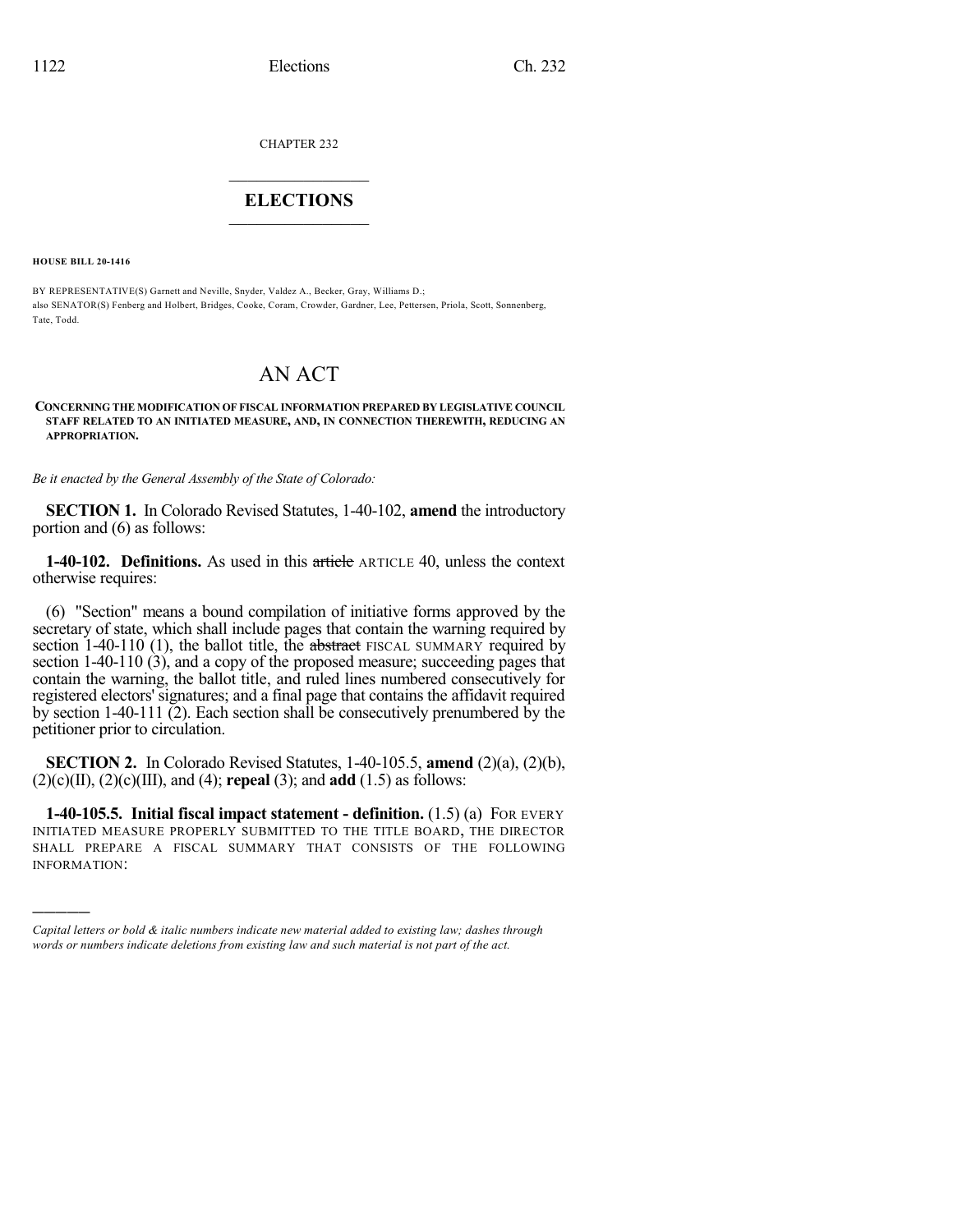CHAPTER 232

# ELECTIONS

**HOUSE BILL 20-1416**

BY REPRESENTATIVE(S) Garnett and Neville, Snyder, Valdez A., Becker, Gray, Williams D.;
also SENATOR(S) Fenberg and Holbert, Bridges, Cooke, Coram, Crowder, Gardner, Lee, Pettersen, Priola, Scott, Sonnenberg, Tate, Todd.

# AN ACT

**CONCERNING THE MODIFICATION OF FISCAL INFORMATION PREPARED BY LEGISLATIVE COUNCIL STAFF RELATED TO AN INITIATED MEASURE, AND, IN CONNECTION THEREWITH, REDUCING AN APPROPRIATION.**

*Be it enacted by the General Assembly of the State of Colorado:*

**SECTION 1.** In Colorado Revised Statutes, 1-40-102, **amend** the introductory portion and (6) as follows:

**1-40-102. Definitions.** As used in this ~~article~~ ARTICLE 40, unless the context otherwise requires:

(6) "Section" means a bound compilation of initiative forms approved by the secretary of state, which shall include pages that contain the warning required by section 1-40-110 (1), the ballot title, the ~~abstract~~ FISCAL SUMMARY required by section 1-40-110 (3), and a copy of the proposed measure; succeeding pages that contain the warning, the ballot title, and ruled lines numbered consecutively for registered electors' signatures; and a final page that contains the affidavit required by section 1-40-111 (2). Each section shall be consecutively prenumbered by the petitioner prior to circulation.

**SECTION 2.** In Colorado Revised Statutes, 1-40-105.5, **amend** (2)(a), (2)(b), (2)(c)(II), (2)(c)(III), and (4); **repeal** (3); and **add** (1.5) as follows:

**1-40-105.5. Initial fiscal impact statement - definition.** (1.5) (a) FOR EVERY INITIATED MEASURE PROPERLY SUBMITTED TO THE TITLE BOARD, THE DIRECTOR SHALL PREPARE A FISCAL SUMMARY THAT CONSISTS OF THE FOLLOWING INFORMATION:

---

*Capital letters or bold & italic numbers indicate new material added to existing law; dashes through words or numbers indicate deletions from existing law and such material is not part of the act.*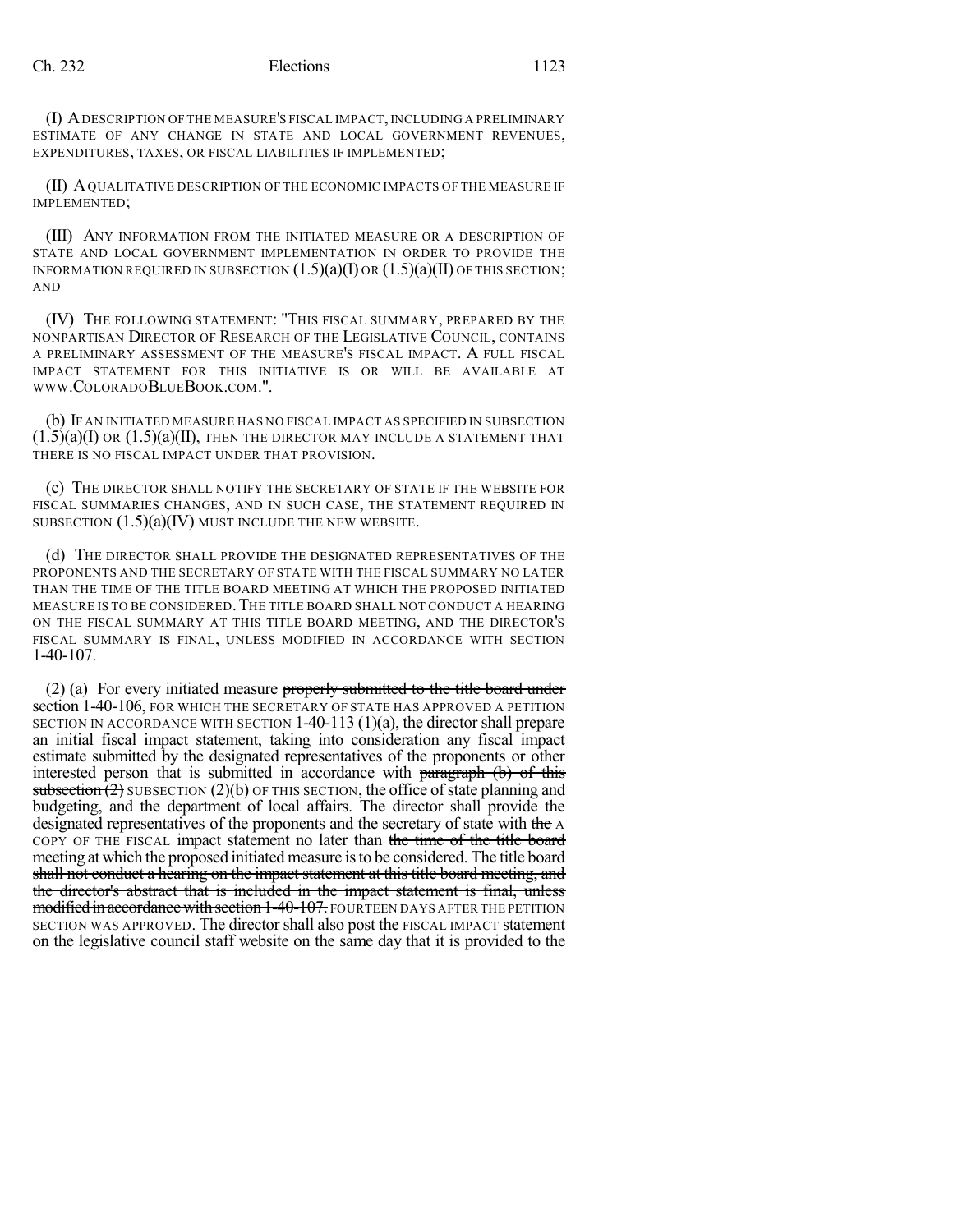(I) A DESCRIPTION OF THE MEASURE'S FISCAL IMPACT, INCLUDING A PRELIMINARY ESTIMATE OF ANY CHANGE IN STATE AND LOCAL GOVERNMENT REVENUES, EXPENDITURES, TAXES, OR FISCAL LIABILITIES IF IMPLEMENTED;

(II) A QUALITATIVE DESCRIPTION OF THE ECONOMIC IMPACTS OF THE MEASURE IF IMPLEMENTED;

(III) ANY INFORMATION FROM THE INITIATED MEASURE OR A DESCRIPTION OF STATE AND LOCAL GOVERNMENT IMPLEMENTATION IN ORDER TO PROVIDE THE INFORMATION REQUIRED IN SUBSECTION (1.5)(a)(I) OR (1.5)(a)(II) OF THIS SECTION; AND

(IV) THE FOLLOWING STATEMENT: "THIS FISCAL SUMMARY, PREPARED BY THE NONPARTISAN DIRECTOR OF RESEARCH OF THE LEGISLATIVE COUNCIL, CONTAINS A PRELIMINARY ASSESSMENT OF THE MEASURE'S FISCAL IMPACT. A FULL FISCAL IMPACT STATEMENT FOR THIS INITIATIVE IS OR WILL BE AVAILABLE AT WWW.COLORADOBLUEBOOK.COM.".

(b) IF AN INITIATED MEASURE HAS NO FISCAL IMPACT AS SPECIFIED IN SUBSECTION (1.5)(a)(I) OR (1.5)(a)(II), THEN THE DIRECTOR MAY INCLUDE A STATEMENT THAT THERE IS NO FISCAL IMPACT UNDER THAT PROVISION.

(c) THE DIRECTOR SHALL NOTIFY THE SECRETARY OF STATE IF THE WEBSITE FOR FISCAL SUMMARIES CHANGES, AND IN SUCH CASE, THE STATEMENT REQUIRED IN SUBSECTION (1.5)(a)(IV) MUST INCLUDE THE NEW WEBSITE.

(d) THE DIRECTOR SHALL PROVIDE THE DESIGNATED REPRESENTATIVES OF THE PROPONENTS AND THE SECRETARY OF STATE WITH THE FISCAL SUMMARY NO LATER THAN THE TIME OF THE TITLE BOARD MEETING AT WHICH THE PROPOSED INITIATED MEASURE IS TO BE CONSIDERED. THE TITLE BOARD SHALL NOT CONDUCT A HEARING ON THE FISCAL SUMMARY AT THIS TITLE BOARD MEETING, AND THE DIRECTOR'S FISCAL SUMMARY IS FINAL, UNLESS MODIFIED IN ACCORDANCE WITH SECTION 1-40-107.

(2) (a) For every initiated measure ~~properly submitted to the title board under section 1-40-106,~~ FOR WHICH THE SECRETARY OF STATE HAS APPROVED A PETITION SECTION IN ACCORDANCE WITH SECTION 1-40-113 (1)(a), the director shall prepare an initial fiscal impact statement, taking into consideration any fiscal impact estimate submitted by the designated representatives of the proponents or other interested person that is submitted in accordance with ~~paragraph (b) of this subsection (2)~~ SUBSECTION (2)(b) OF THIS SECTION, the office of state planning and budgeting, and the department of local affairs. The director shall provide the designated representatives of the proponents and the secretary of state with ~~the~~ A COPY OF THE FISCAL impact statement no later than ~~the time of the title board meeting at which the proposed initiated measure is to be considered. The title board shall not conduct a hearing on the impact statement at this title board meeting, and the director's abstract that is included in the impact statement is final, unless modified in accordance with section 1-40-107.~~ FOURTEEN DAYS AFTER THE PETITION SECTION WAS APPROVED. The director shall also post the FISCAL IMPACT statement on the legislative council staff website on the same day that it is provided to the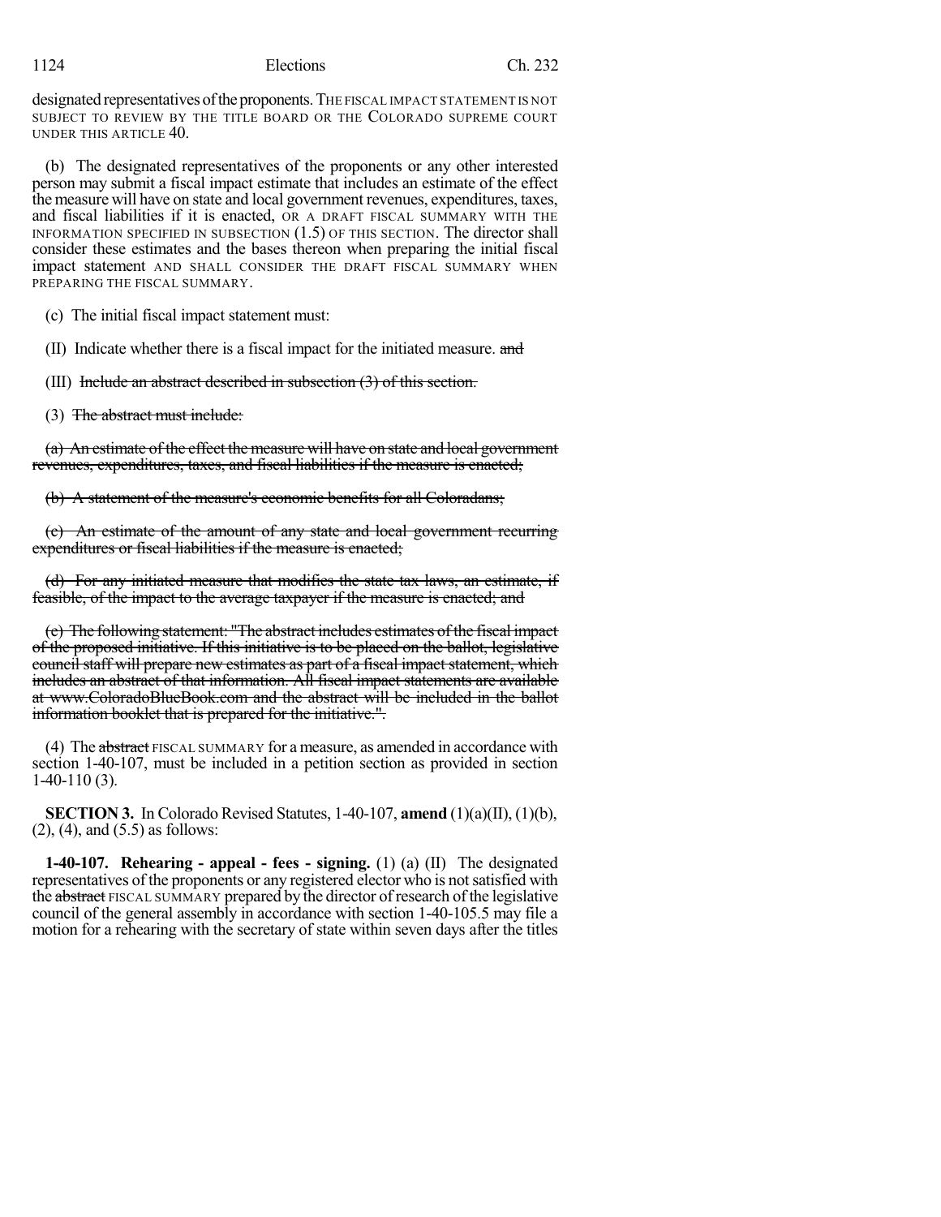designated representatives of the proponents. THE FISCAL IMPACT STATEMENT IS NOT SUBJECT TO REVIEW BY THE TITLE BOARD OR THE COLORADO SUPREME COURT UNDER THIS ARTICLE 40.

(b) The designated representatives of the proponents or any other interested person may submit a fiscal impact estimate that includes an estimate of the effect the measure will have on state and local government revenues, expenditures, taxes, and fiscal liabilities if it is enacted, OR A DRAFT FISCAL SUMMARY WITH THE INFORMATION SPECIFIED IN SUBSECTION (1.5) OF THIS SECTION. The director shall consider these estimates and the bases thereon when preparing the initial fiscal impact statement AND SHALL CONSIDER THE DRAFT FISCAL SUMMARY WHEN PREPARING THE FISCAL SUMMARY.

(c) The initial fiscal impact statement must:

(II) Indicate whether there is a fiscal impact for the initiated measure. ~~and~~

(III) ~~Include an abstract described in subsection (3) of this section.~~

(3) ~~The abstract must include:~~

~~(a) An estimate of the effect the measure will have on state and local government revenues, expenditures, taxes, and fiscal liabilities if the measure is enacted;~~

~~(b) A statement of the measure's economic benefits for all Coloradans;~~

~~(c) An estimate of the amount of any state and local government recurring expenditures or fiscal liabilities if the measure is enacted;~~

~~(d) For any initiated measure that modifies the state tax laws, an estimate, if feasible, of the impact to the average taxpayer if the measure is enacted; and~~

~~(e) The following statement: "The abstract includes estimates of the fiscal impact of the proposed initiative. If this initiative is to be placed on the ballot, legislative council staff will prepare new estimates as part of a fiscal impact statement, which includes an abstract of that information. All fiscal impact statements are available at www.ColoradoBlueBook.com and the abstract will be included in the ballot information booklet that is prepared for the initiative.".~~

(4) The ~~abstract~~ FISCAL SUMMARY for a measure, as amended in accordance with section 1-40-107, must be included in a petition section as provided in section 1-40-110 (3).

**SECTION 3.** In Colorado Revised Statutes, 1-40-107, **amend** (1)(a)(II), (1)(b), (2), (4), and (5.5) as follows:

**1-40-107. Rehearing - appeal - fees - signing.** (1) (a) (II) The designated representatives of the proponents or any registered elector who is not satisfied with the ~~abstract~~ FISCAL SUMMARY prepared by the director of research of the legislative council of the general assembly in accordance with section 1-40-105.5 may file a motion for a rehearing with the secretary of state within seven days after the titles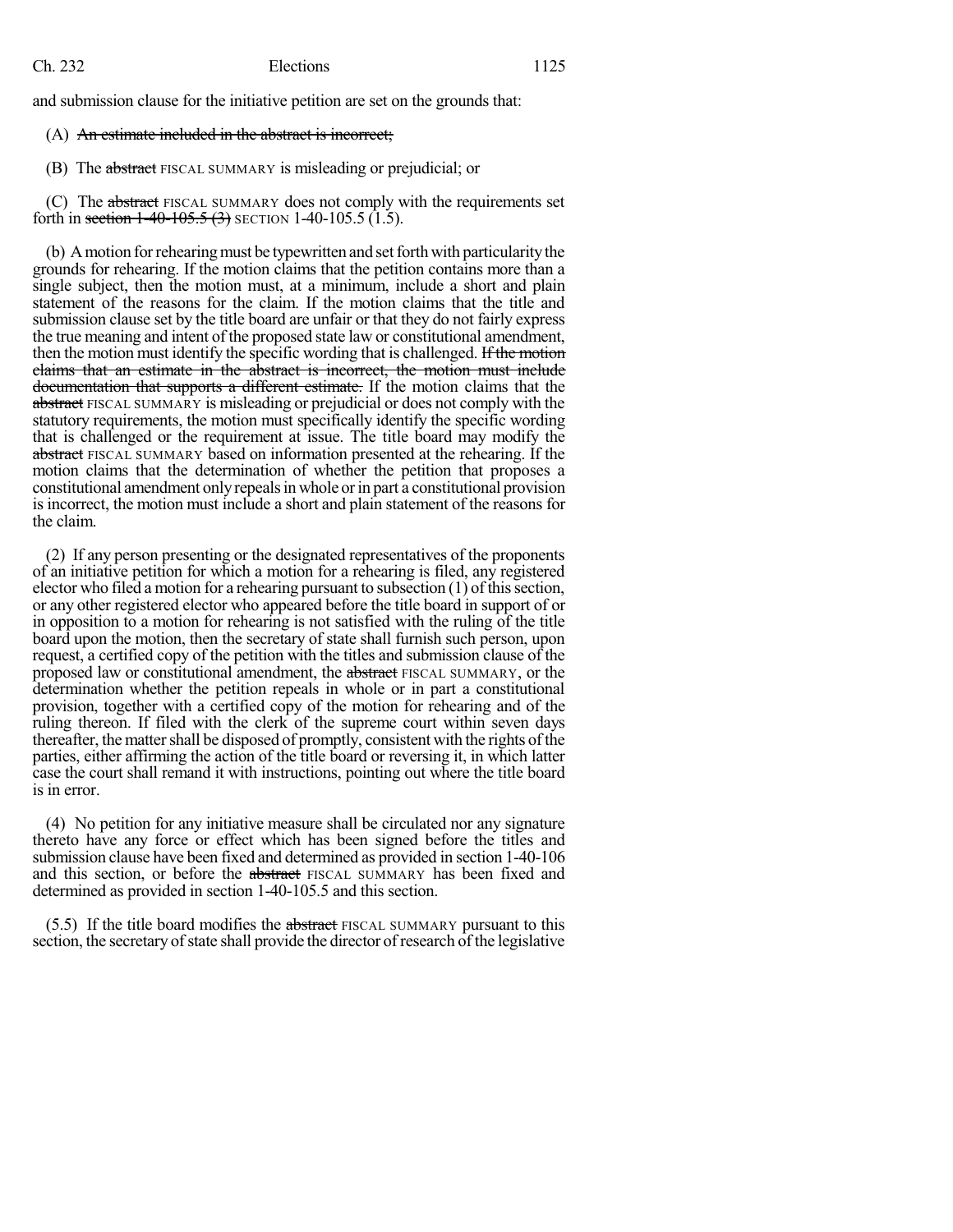and submission clause for the initiative petition are set on the grounds that:

(A) ~~An estimate included in the abstract is incorrect;~~

(B) The ~~abstract~~ FISCAL SUMMARY is misleading or prejudicial; or

(C) The ~~abstract~~ FISCAL SUMMARY does not comply with the requirements set forth in ~~section 1-40-105.5 (3)~~ SECTION 1-40-105.5 (1.5).

(b) A motion for rehearing must be typewritten and set forth with particularity the grounds for rehearing. If the motion claims that the petition contains more than a single subject, then the motion must, at a minimum, include a short and plain statement of the reasons for the claim. If the motion claims that the title and submission clause set by the title board are unfair or that they do not fairly express the true meaning and intent of the proposed state law or constitutional amendment, then the motion must identify the specific wording that is challenged. ~~If the motion claims that an estimate in the abstract is incorrect, the motion must include documentation that supports a different estimate.~~ If the motion claims that the ~~abstract~~ FISCAL SUMMARY is misleading or prejudicial or does not comply with the statutory requirements, the motion must specifically identify the specific wording that is challenged or the requirement at issue. The title board may modify the ~~abstract~~ FISCAL SUMMARY based on information presented at the rehearing. If the motion claims that the determination of whether the petition that proposes a constitutional amendment only repeals in whole or in part a constitutional provision is incorrect, the motion must include a short and plain statement of the reasons for the claim.

(2) If any person presenting or the designated representatives of the proponents of an initiative petition for which a motion for a rehearing is filed, any registered elector who filed a motion for a rehearing pursuant to subsection (1) of this section, or any other registered elector who appeared before the title board in support of or in opposition to a motion for rehearing is not satisfied with the ruling of the title board upon the motion, then the secretary of state shall furnish such person, upon request, a certified copy of the petition with the titles and submission clause of the proposed law or constitutional amendment, the ~~abstract~~ FISCAL SUMMARY, or the determination whether the petition repeals in whole or in part a constitutional provision, together with a certified copy of the motion for rehearing and of the ruling thereon. If filed with the clerk of the supreme court within seven days thereafter, the matter shall be disposed of promptly, consistent with the rights of the parties, either affirming the action of the title board or reversing it, in which latter case the court shall remand it with instructions, pointing out where the title board is in error.

(4) No petition for any initiative measure shall be circulated nor any signature thereto have any force or effect which has been signed before the titles and submission clause have been fixed and determined as provided in section 1-40-106 and this section, or before the ~~abstract~~ FISCAL SUMMARY has been fixed and determined as provided in section 1-40-105.5 and this section.

(5.5) If the title board modifies the ~~abstract~~ FISCAL SUMMARY pursuant to this section, the secretary of state shall provide the director of research of the legislative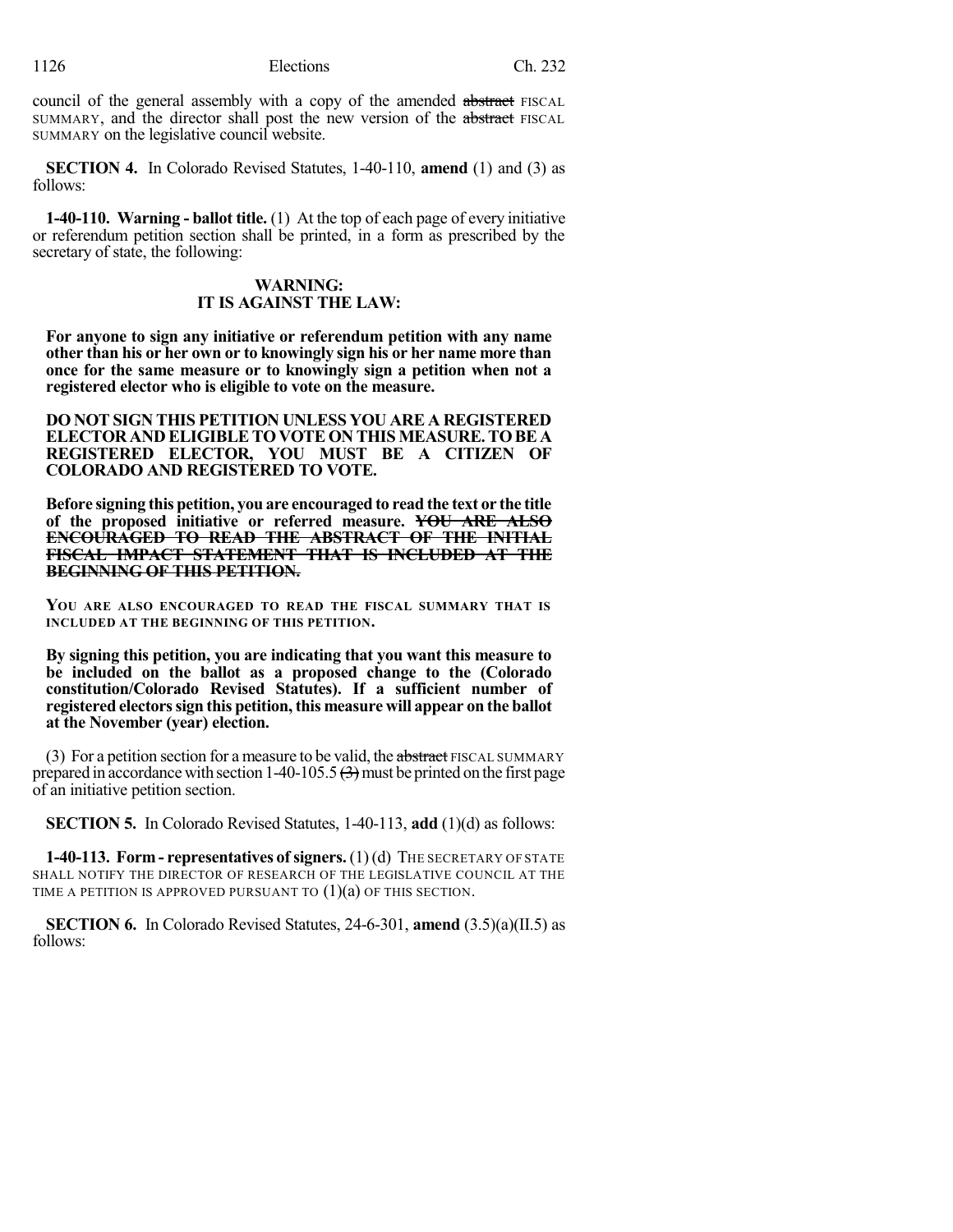council of the general assembly with a copy of the amended ~~abstract~~ FISCAL SUMMARY, and the director shall post the new version of the ~~abstract~~ FISCAL SUMMARY on the legislative council website.

**SECTION 4.** In Colorado Revised Statutes, 1-40-110, **amend** (1) and (3) as follows:

**1-40-110. Warning - ballot title.** (1) At the top of each page of every initiative or referendum petition section shall be printed, in a form as prescribed by the secretary of state, the following:

**WARNING:**
**IT IS AGAINST THE LAW:**

**For anyone to sign any initiative or referendum petition with any name other than his or her own or to knowingly sign his or her name more than once for the same measure or to knowingly sign a petition when not a registered elector who is eligible to vote on the measure.**

**DO NOT SIGN THIS PETITION UNLESS YOU ARE A REGISTERED ELECTOR AND ELIGIBLE TO VOTE ON THIS MEASURE. TO BE A REGISTERED ELECTOR, YOU MUST BE A CITIZEN OF COLORADO AND REGISTERED TO VOTE.**

**Before signing this petition, you are encouraged to read the text or the title of the proposed initiative or referred measure. ~~YOU ARE ALSO ENCOURAGED TO READ THE ABSTRACT OF THE INITIAL FISCAL IMPACT STATEMENT THAT IS INCLUDED AT THE BEGINNING OF THIS PETITION.~~**

**YOU ARE ALSO ENCOURAGED TO READ THE FISCAL SUMMARY THAT IS INCLUDED AT THE BEGINNING OF THIS PETITION.**

**By signing this petition, you are indicating that you want this measure to be included on the ballot as a proposed change to the (Colorado constitution/Colorado Revised Statutes). If a sufficient number of registered electors sign this petition, this measure will appear on the ballot at the November (year) election.**

(3) For a petition section for a measure to be valid, the ~~abstract~~ FISCAL SUMMARY prepared in accordance with section 1-40-105.5 ~~(3)~~ must be printed on the first page of an initiative petition section.

**SECTION 5.** In Colorado Revised Statutes, 1-40-113, **add** (1)(d) as follows:

**1-40-113. Form - representatives of signers.** (1) (d) THE SECRETARY OF STATE SHALL NOTIFY THE DIRECTOR OF RESEARCH OF THE LEGISLATIVE COUNCIL AT THE TIME A PETITION IS APPROVED PURSUANT TO (1)(a) OF THIS SECTION.

**SECTION 6.** In Colorado Revised Statutes, 24-6-301, **amend** (3.5)(a)(II.5) as follows: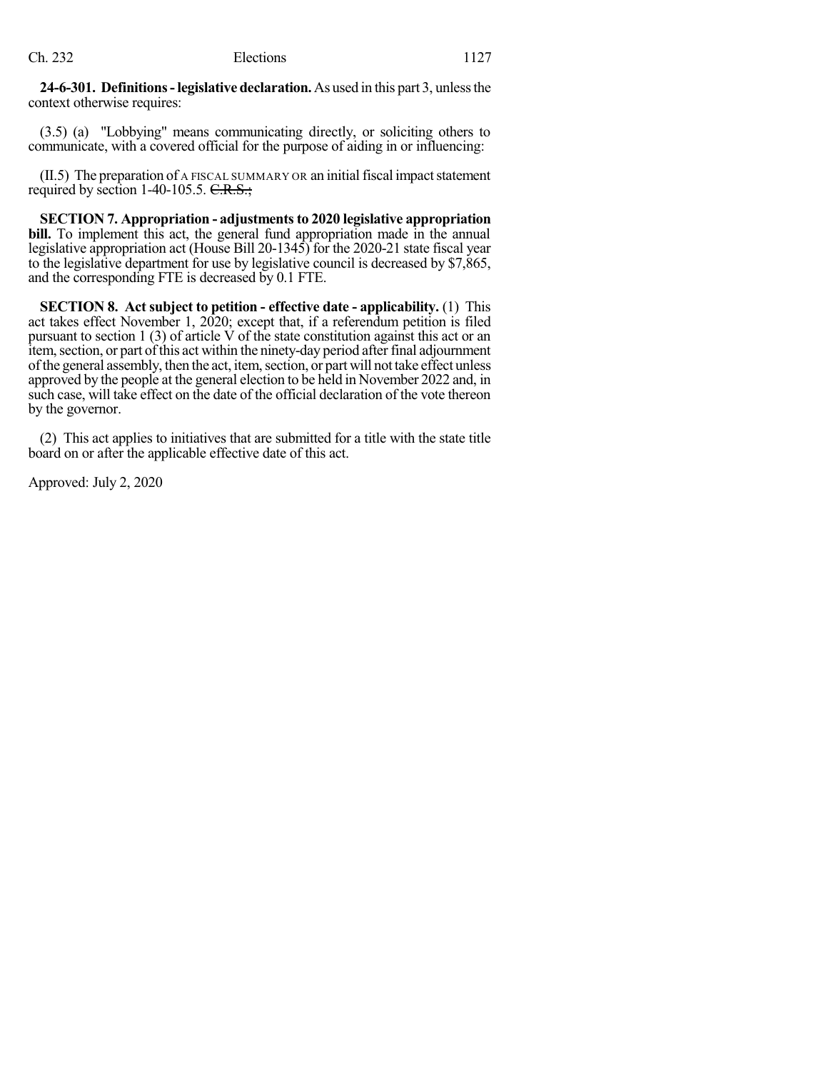**24-6-301. Definitions - legislative declaration.** As used in this part 3, unless the context otherwise requires:

(3.5) (a) "Lobbying" means communicating directly, or soliciting others to communicate, with a covered official for the purpose of aiding in or influencing:

(II.5) The preparation of A FISCAL SUMMARY OR an initial fiscal impact statement required by section 1-40-105.5. ~~C.R.S.;~~

**SECTION 7. Appropriation - adjustments to 2020 legislative appropriation bill.** To implement this act, the general fund appropriation made in the annual legislative appropriation act (House Bill 20-1345) for the 2020-21 state fiscal year to the legislative department for use by legislative council is decreased by $7,865, and the corresponding FTE is decreased by 0.1 FTE.

**SECTION 8. Act subject to petition - effective date - applicability.** (1) This act takes effect November 1, 2020; except that, if a referendum petition is filed pursuant to section 1 (3) of article V of the state constitution against this act or an item, section, or part of this act within the ninety-day period after final adjournment of the general assembly, then the act, item, section, or part will not take effect unless approved by the people at the general election to be held in November 2022 and, in such case, will take effect on the date of the official declaration of the vote thereon by the governor.

(2) This act applies to initiatives that are submitted for a title with the state title board on or after the applicable effective date of this act.

Approved: July 2, 2020